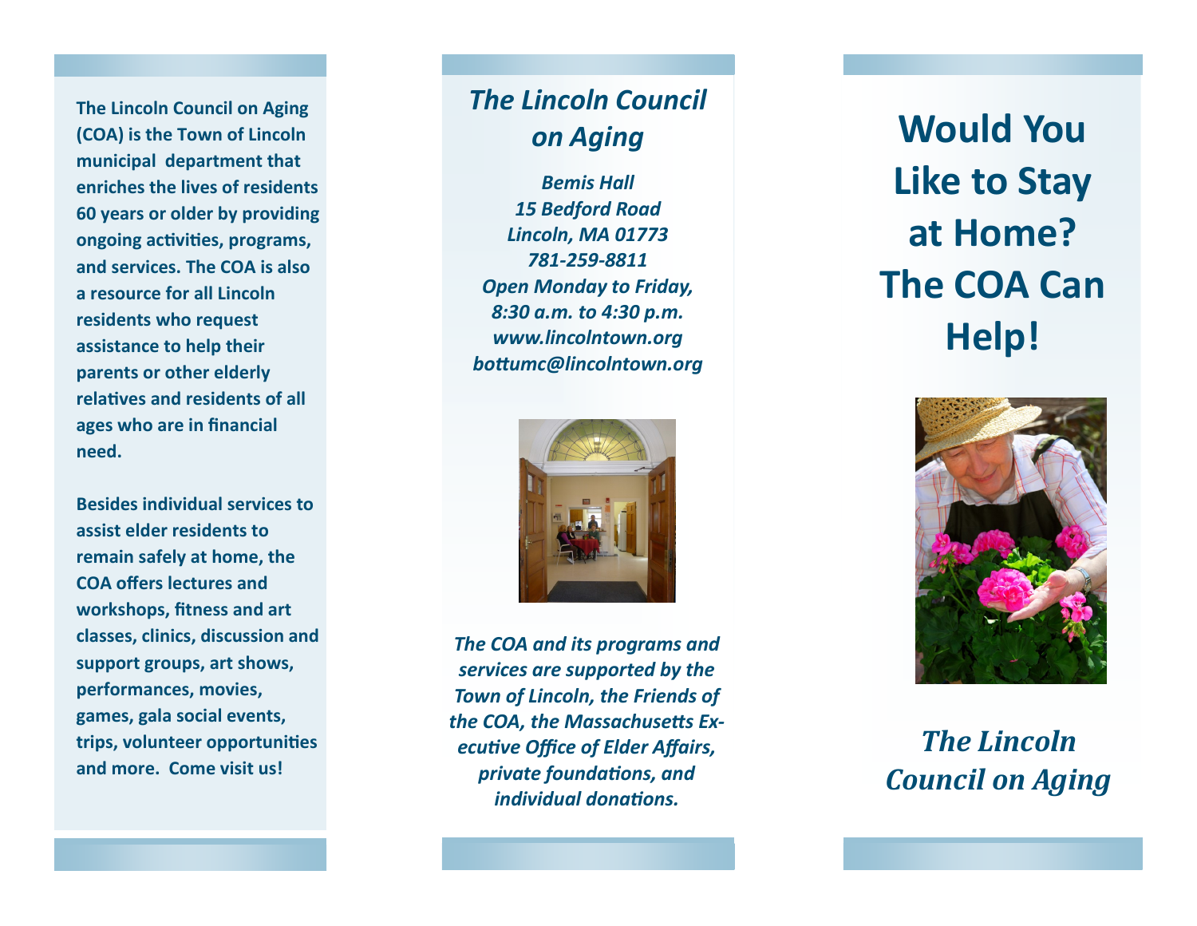**The Lincoln Council on Aging (COA) is the Town of Lincoln municipal department that enriches the lives of residents 60 years or older by providing ongoing activities, programs, and services. The COA is also a resource for all Lincoln residents who request assistance to help their parents or other elderly relatives and residents of all ages who are in financial need.**

**Besides individual services to assist elder residents to remain safely at home, the COA offers lectures and workshops, fitness and art classes, clinics, discussion and support groups, art shows, performances, movies, games, gala social events, trips, volunteer opportunities and more. Come visit us!**

## *The Lincoln Council on Aging*

***Bemis Hall***
***15 Bedford Road***
***Lincoln, MA 01773***
***781-259-8811***
***Open Monday to Friday, 8:30 a.m. to 4:30 p.m.***
***www.lincolntown.org***
***bottumc@lincolntown.org***

***The COA and its programs and services are supported by the Town of Lincoln, the Friends of the COA, the Massachusetts Executive Office of Elder Affairs, private foundations, and individual donations.***

# Would You Like to Stay at Home? The COA Can Help!

*The Lincoln Council on Aging*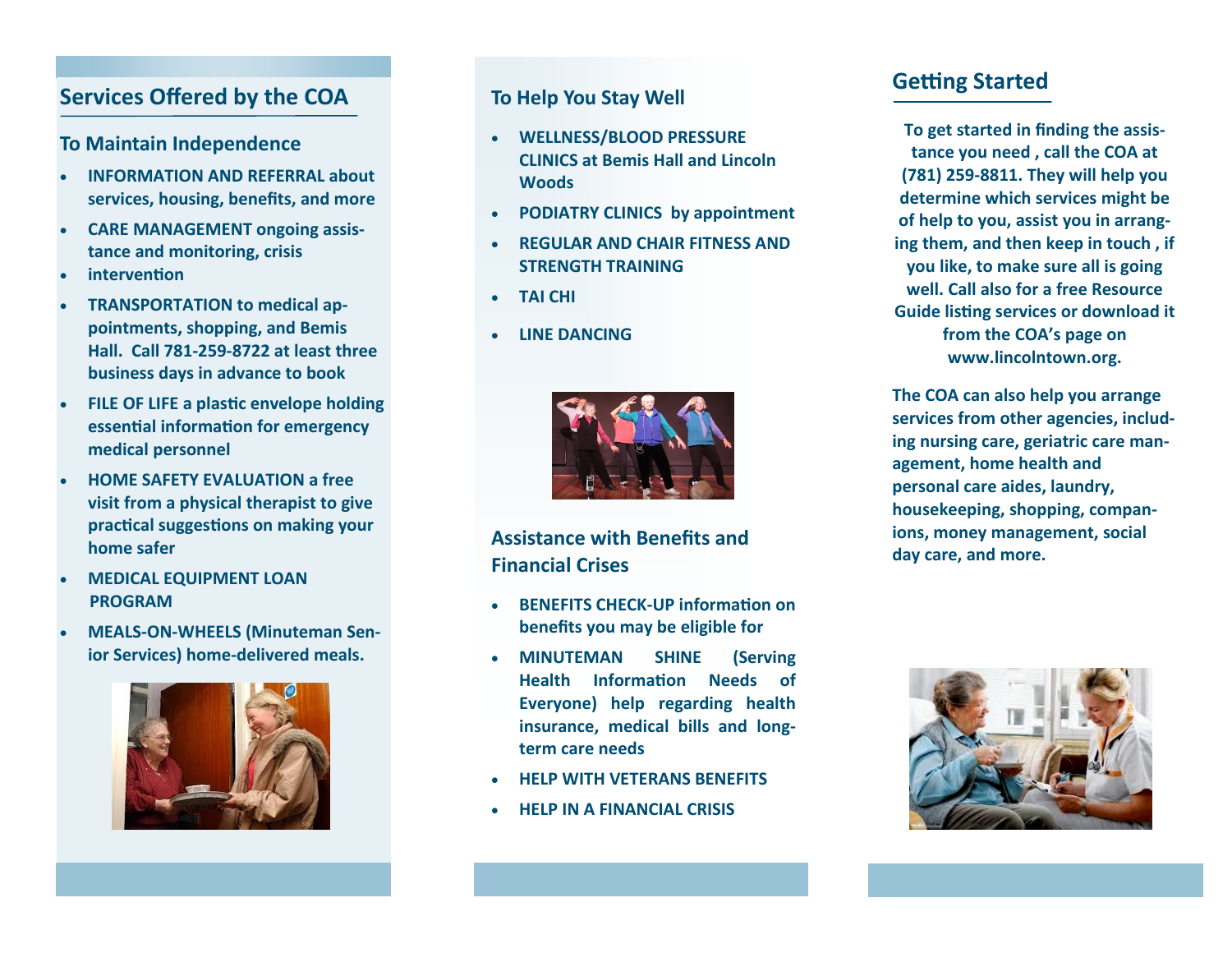## Services Offered by the COA

### To Maintain Independence

- **INFORMATION AND REFERRAL about services, housing, benefits, and more**
- **CARE MANAGEMENT ongoing assistance and monitoring, crisis**
- **intervention**
- **TRANSPORTATION to medical appointments, shopping, and Bemis Hall. Call 781-259-8722 at least three business days in advance to book**
- **FILE OF LIFE a plastic envelope holding essential information for emergency medical personnel**
- **HOME SAFETY EVALUATION a free visit from a physical therapist to give practical suggestions on making your home safer**
- **MEDICAL EQUIPMENT LOAN PROGRAM**
- **MEALS-ON-WHEELS (Minuteman Senior Services) home-delivered meals.**

### To Help You Stay Well

- **WELLNESS/BLOOD PRESSURE CLINICS at Bemis Hall and Lincoln Woods**
- **PODIATRY CLINICS by appointment**
- **REGULAR AND CHAIR FITNESS AND STRENGTH TRAINING**
- **TAI CHI**
- **LINE DANCING**

### Assistance with Benefits and Financial Crises

- **BENEFITS CHECK-UP information on benefits you may be eligible for**
- **MINUTEMAN SHINE (Serving Health Information Needs of Everyone) help regarding health insurance, medical bills and long-term care needs**
- **HELP WITH VETERANS BENEFITS**
- **HELP IN A FINANCIAL CRISIS**

## Getting Started

**To get started in finding the assistance you need , call the COA at (781) 259-8811. They will help you determine which services might be of help to you, assist you in arranging them, and then keep in touch , if you like, to make sure all is going well. Call also for a free Resource Guide listing services or download it from the COA's page on www.lincolntown.org.**

**The COA can also help you arrange services from other agencies, including nursing care, geriatric care management, home health and personal care aides, laundry, housekeeping, shopping, companions, money management, social day care, and more.**